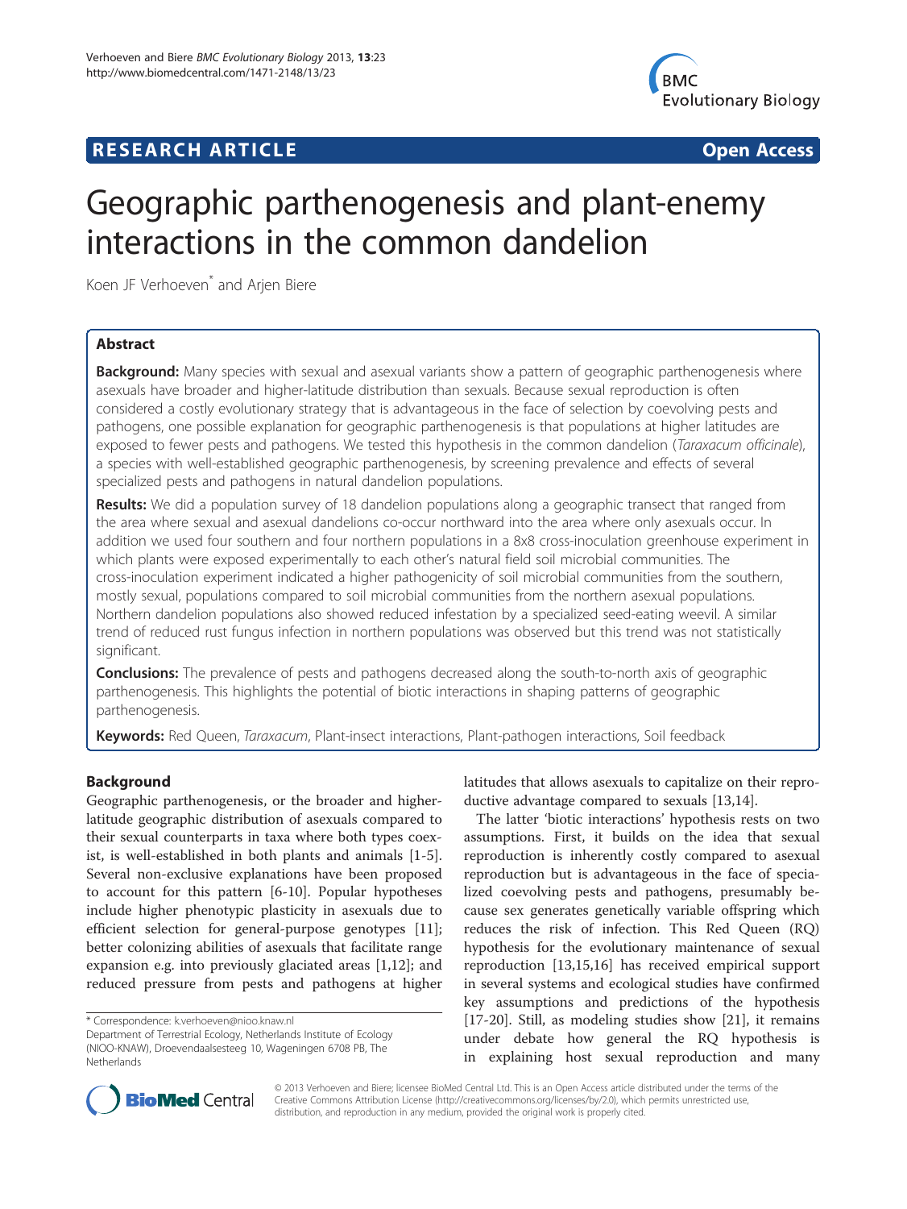RESEARCH ARTICLE Open Access

# Geographic parthenogenesis and plant-enemy interactions in the common dandelion

Koen JF Verhoeven* and Arjen Biere

## Abstract

**Background:** Many species with sexual and asexual variants show a pattern of geographic parthenogenesis where asexuals have broader and higher-latitude distribution than sexuals. Because sexual reproduction is often considered a costly evolutionary strategy that is advantageous in the face of selection by coevolving pests and pathogens, one possible explanation for geographic parthenogenesis is that populations at higher latitudes are exposed to fewer pests and pathogens. We tested this hypothesis in the common dandelion (*Taraxacum officinale*), a species with well-established geographic parthenogenesis, by screening prevalence and effects of several specialized pests and pathogens in natural dandelion populations.

**Results:** We did a population survey of 18 dandelion populations along a geographic transect that ranged from the area where sexual and asexual dandelions co-occur northward into the area where only asexuals occur. In addition we used four southern and four northern populations in a 8x8 cross-inoculation greenhouse experiment in which plants were exposed experimentally to each other's natural field soil microbial communities. The cross-inoculation experiment indicated a higher pathogenicity of soil microbial communities from the southern, mostly sexual, populations compared to soil microbial communities from the northern asexual populations. Northern dandelion populations also showed reduced infestation by a specialized seed-eating weevil. A similar trend of reduced rust fungus infection in northern populations was observed but this trend was not statistically significant.

**Conclusions:** The prevalence of pests and pathogens decreased along the south-to-north axis of geographic parthenogenesis. This highlights the potential of biotic interactions in shaping patterns of geographic parthenogenesis.

**Keywords:** Red Queen, *Taraxacum*, Plant-insect interactions, Plant-pathogen interactions, Soil feedback

## Background

Geographic parthenogenesis, or the broader and higher-latitude geographic distribution of asexuals compared to their sexual counterparts in taxa where both types coexist, is well-established in both plants and animals [1-5]. Several non-exclusive explanations have been proposed to account for this pattern [6-10]. Popular hypotheses include higher phenotypic plasticity in asexuals due to efficient selection for general-purpose genotypes [11]; better colonizing abilities of asexuals that facilitate range expansion e.g. into previously glaciated areas [1,12]; and reduced pressure from pests and pathogens at higher latitudes that allows asexuals to capitalize on their reproductive advantage compared to sexuals [13,14].

The latter 'biotic interactions' hypothesis rests on two assumptions. First, it builds on the idea that sexual reproduction is inherently costly compared to asexual reproduction but is advantageous in the face of specialized coevolving pests and pathogens, presumably because sex generates genetically variable offspring which reduces the risk of infection. This Red Queen (RQ) hypothesis for the evolutionary maintenance of sexual reproduction [13,15,16] has received empirical support in several systems and ecological studies have confirmed key assumptions and predictions of the hypothesis [17-20]. Still, as modeling studies show [21], it remains under debate how general the RQ hypothesis is in explaining host sexual reproduction and many

\* Correspondence: k.verhoeven@nioo.knaw.nl
Department of Terrestrial Ecology, Netherlands Institute of Ecology (NIOO-KNAW), Droevendaalsesteeg 10, Wageningen 6708 PB, The Netherlands

© 2013 Verhoeven and Biere; licensee BioMed Central Ltd. This is an Open Access article distributed under the terms of the Creative Commons Attribution License (http://creativecommons.org/licenses/by/2.0), which permits unrestricted use, distribution, and reproduction in any medium, provided the original work is properly cited.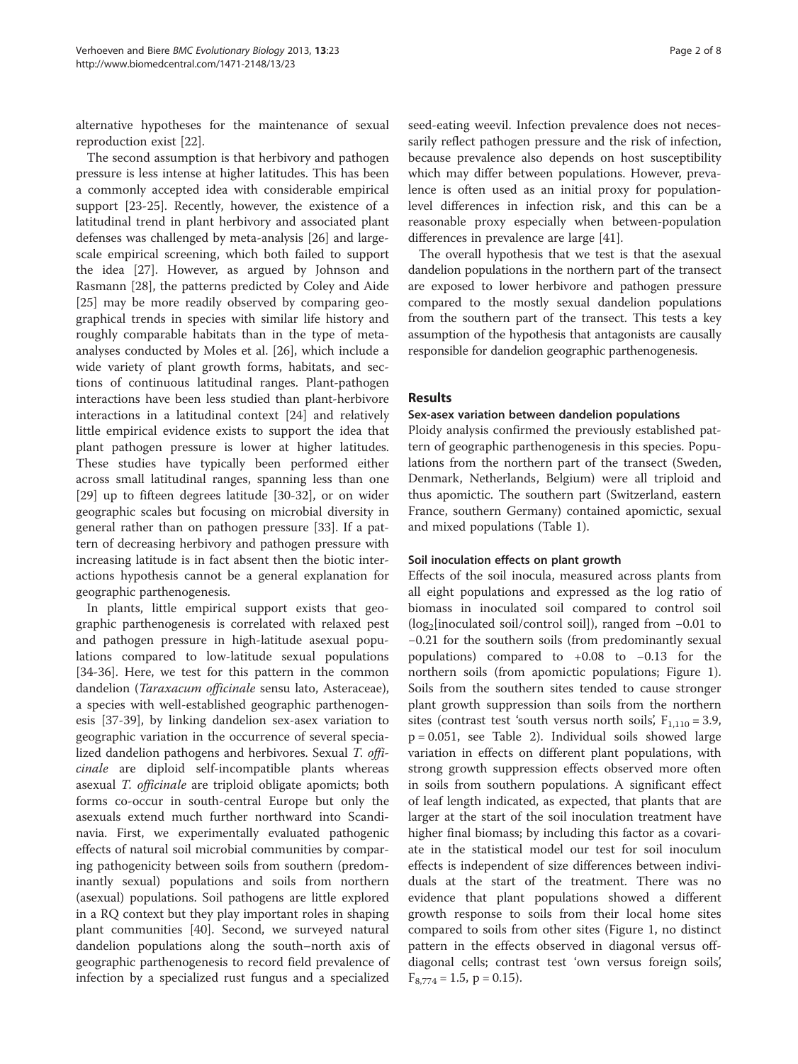alternative hypotheses for the maintenance of sexual reproduction exist [22].

The second assumption is that herbivory and pathogen pressure is less intense at higher latitudes. This has been a commonly accepted idea with considerable empirical support [23-25]. Recently, however, the existence of a latitudinal trend in plant herbivory and associated plant defenses was challenged by meta-analysis [26] and large-scale empirical screening, which both failed to support the idea [27]. However, as argued by Johnson and Rasmann [28], the patterns predicted by Coley and Aide [25] may be more readily observed by comparing geographical trends in species with similar life history and roughly comparable habitats than in the type of meta-analyses conducted by Moles et al. [26], which include a wide variety of plant growth forms, habitats, and sections of continuous latitudinal ranges. Plant-pathogen interactions have been less studied than plant-herbivore interactions in a latitudinal context [24] and relatively little empirical evidence exists to support the idea that plant pathogen pressure is lower at higher latitudes. These studies have typically been performed either across small latitudinal ranges, spanning less than one [29] up to fifteen degrees latitude [30-32], or on wider geographic scales but focusing on microbial diversity in general rather than on pathogen pressure [33]. If a pattern of decreasing herbivory and pathogen pressure with increasing latitude is in fact absent then the biotic interactions hypothesis cannot be a general explanation for geographic parthenogenesis.

In plants, little empirical support exists that geographic parthenogenesis is correlated with relaxed pest and pathogen pressure in high-latitude asexual populations compared to low-latitude sexual populations [34-36]. Here, we test for this pattern in the common dandelion (*Taraxacum officinale* sensu lato, Asteraceae), a species with well-established geographic parthenogenesis [37-39], by linking dandelion sex-asex variation to geographic variation in the occurrence of several specialized dandelion pathogens and herbivores. Sexual *T. officinale* are diploid self-incompatible plants whereas asexual *T. officinale* are triploid obligate apomicts; both forms co-occur in south-central Europe but only the asexuals extend much further northward into Scandinavia. First, we experimentally evaluated pathogenic effects of natural soil microbial communities by comparing pathogenicity between soils from southern (predominantly sexual) populations and soils from northern (asexual) populations. Soil pathogens are little explored in a RQ context but they play important roles in shaping plant communities [40]. Second, we surveyed natural dandelion populations along the south–north axis of geographic parthenogenesis to record field prevalence of infection by a specialized rust fungus and a specialized seed-eating weevil. Infection prevalence does not necessarily reflect pathogen pressure and the risk of infection, because prevalence also depends on host susceptibility which may differ between populations. However, prevalence is often used as an initial proxy for population-level differences in infection risk, and this can be a reasonable proxy especially when between-population differences in prevalence are large [41].

The overall hypothesis that we test is that the asexual dandelion populations in the northern part of the transect are exposed to lower herbivore and pathogen pressure compared to the mostly sexual dandelion populations from the southern part of the transect. This tests a key assumption of the hypothesis that antagonists are causally responsible for dandelion geographic parthenogenesis.

## Results

### Sex-asex variation between dandelion populations

Ploidy analysis confirmed the previously established pattern of geographic parthenogenesis in this species. Populations from the northern part of the transect (Sweden, Denmark, Netherlands, Belgium) were all triploid and thus apomictic. The southern part (Switzerland, eastern France, southern Germany) contained apomictic, sexual and mixed populations (Table 1).

### Soil inoculation effects on plant growth

Effects of the soil inocula, measured across plants from all eight populations and expressed as the log ratio of biomass in inoculated soil compared to control soil ($\log_2$[inoculated soil/control soil]), ranged from −0.01 to −0.21 for the southern soils (from predominantly sexual populations) compared to +0.08 to −0.13 for the northern soils (from apomictic populations; Figure 1). Soils from the southern sites tended to cause stronger plant growth suppression than soils from the northern sites (contrast test 'south versus north soils', $F_{1,110} = 3.9$, $p = 0.051$, see Table 2). Individual soils showed large variation in effects on different plant populations, with strong growth suppression effects observed more often in soils from southern populations. A significant effect of leaf length indicated, as expected, that plants that are larger at the start of the soil inoculation treatment have higher final biomass; by including this factor as a covariate in the statistical model our test for soil inoculum effects is independent of size differences between individuals at the start of the treatment. There was no evidence that plant populations showed a different growth response to soils from their local home sites compared to soils from other sites (Figure 1, no distinct pattern in the effects observed in diagonal versus off-diagonal cells; contrast test 'own versus foreign soils', $F_{8,774} = 1.5$, $p = 0.15$).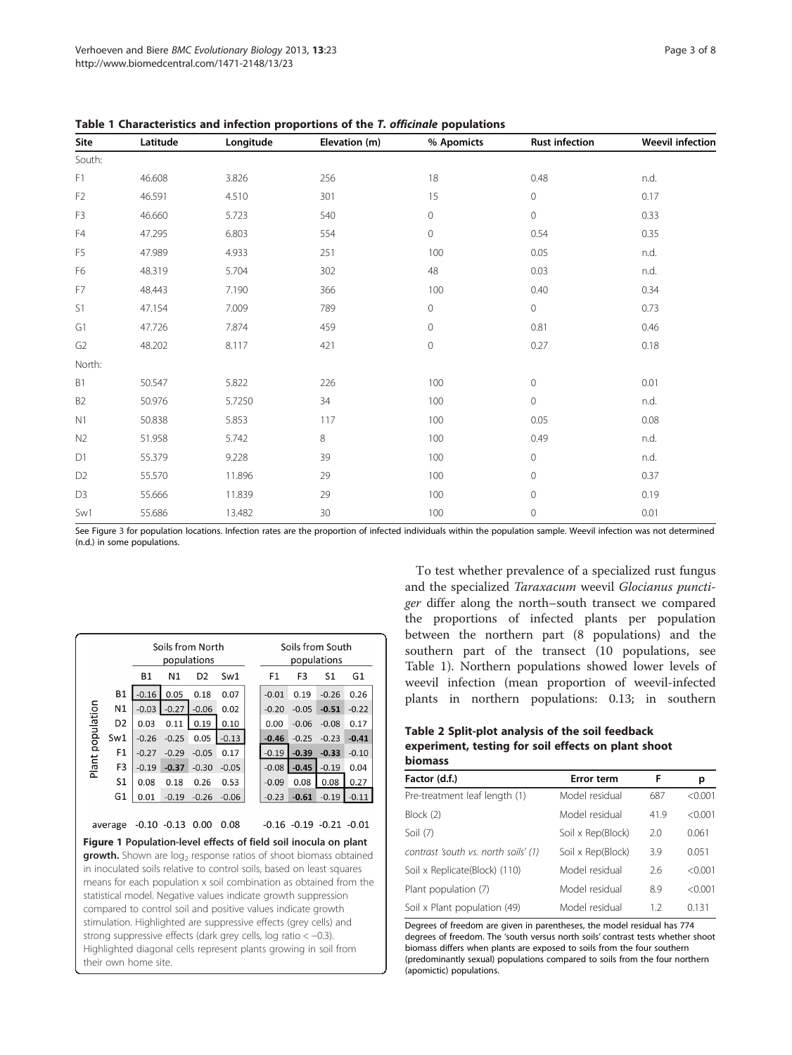**Table 1 Characteristics and infection proportions of the *T. officinale* populations**

| Site | Latitude | Longitude | Elevation (m) | % Apomicts | Rust infection | Weevil infection |
|---|---|---|---|---|---|---|
| South: | | | | | | |
| F1 | 46.608 | 3.826 | 256 | 18 | 0.48 | n.d. |
| F2 | 46.591 | 4.510 | 301 | 15 | 0 | 0.17 |
| F3 | 46.660 | 5.723 | 540 | 0 | 0 | 0.33 |
| F4 | 47.295 | 6.803 | 554 | 0 | 0.54 | 0.35 |
| F5 | 47.989 | 4.933 | 251 | 100 | 0.05 | n.d. |
| F6 | 48.319 | 5.704 | 302 | 48 | 0.03 | n.d. |
| F7 | 48.443 | 7.190 | 366 | 100 | 0.40 | 0.34 |
| S1 | 47.154 | 7.009 | 789 | 0 | 0 | 0.73 |
| G1 | 47.726 | 7.874 | 459 | 0 | 0.81 | 0.46 |
| G2 | 48.202 | 8.117 | 421 | 0 | 0.27 | 0.18 |
| North: | | | | | | |
| B1 | 50.547 | 5.822 | 226 | 100 | 0 | 0.01 |
| B2 | 50.976 | 5.7250 | 34 | 100 | 0 | n.d. |
| N1 | 50.838 | 5.853 | 117 | 100 | 0.05 | 0.08 |
| N2 | 51.958 | 5.742 | 8 | 100 | 0.49 | n.d. |
| D1 | 55.379 | 9.228 | 39 | 100 | 0 | n.d. |
| D2 | 55.570 | 11.896 | 29 | 100 | 0 | 0.37 |
| D3 | 55.666 | 11.839 | 29 | 100 | 0 | 0.19 |
| Sw1 | 55.686 | 13.482 | 30 | 100 | 0 | 0.01 |

See Figure 3 for population locations. Infection rates are the proportion of infected individuals within the population sample. Weevil infection was not determined (n.d.) in some populations.

| Plant population | Soils from North populations | | | | Soils from South populations | | | |
|---|---|---|---|---|---|---|---|---|
| | B1 | N1 | D2 | Sw1 | F1 | F3 | S1 | G1 |
| B1 | -0.16 | 0.05 | 0.18 | 0.07 | -0.01 | 0.19 | -0.26 | 0.26 |
| N1 | -0.03 | -0.27 | -0.06 | 0.02 | -0.20 | -0.05 | **-0.51** | -0.22 |
| D2 | 0.03 | 0.11 | 0.19 | 0.10 | 0.00 | -0.06 | -0.08 | 0.17 |
| Sw1 | -0.26 | -0.25 | 0.05 | -0.13 | **-0.46** | -0.25 | -0.23 | **-0.41** |
| F1 | -0.27 | -0.29 | -0.05 | 0.17 | -0.19 | **-0.39** | **-0.33** | -0.10 |
| F3 | -0.19 | **-0.37** | -0.30 | -0.05 | -0.08 | **-0.45** | -0.19 | 0.04 |
| S1 | 0.08 | 0.18 | 0.26 | 0.53 | -0.09 | 0.08 | 0.08 | 0.27 |
| G1 | 0.01 | -0.19 | -0.26 | -0.06 | -0.23 | **-0.61** | -0.19 | -0.11 |
| average | -0.10 | -0.13 | 0.00 | 0.08 | -0.16 | -0.19 | -0.21 | -0.01 |

**Figure 1 Population-level effects of field soil inocula on plant growth.** Shown are $\log_2$ response ratios of shoot biomass obtained in inoculated soils relative to control soils, based on least squares means for each population x soil combination as obtained from the statistical model. Negative values indicate growth suppression compared to control soil and positive values indicate growth stimulation. Highlighted are suppressive effects (grey cells) and strong suppressive effects (dark grey cells, log ratio < −0.3). Highlighted diagonal cells represent plants growing in soil from their own home site.

To test whether prevalence of a specialized rust fungus and the specialized *Taraxacum* weevil *Glocianus punctiger* differ along the north–south transect we compared the proportions of infected plants per population between the northern part (8 populations) and the southern part of the transect (10 populations, see Table 1). Northern populations showed lower levels of weevil infection (mean proportion of weevil-infected plants in northern populations: 0.13; in southern

**Table 2 Split-plot analysis of the soil feedback experiment, testing for soil effects on plant shoot biomass**

| Factor (d.f.) | Error term | F | p |
|---|---|---|---|
| Pre-treatment leaf length (1) | Model residual | 687 | <0.001 |
| Block (2) | Model residual | 41.9 | <0.001 |
| Soil (7) | Soil x Rep(Block) | 2.0 | 0.061 |
| *contrast 'south vs. north soils' (1)* | Soil x Rep(Block) | 3.9 | 0.051 |
| Soil x Replicate(Block) (110) | Model residual | 2.6 | <0.001 |
| Plant population (7) | Model residual | 8.9 | <0.001 |
| Soil x Plant population (49) | Model residual | 1.2 | 0.131 |

Degrees of freedom are given in parentheses, the model residual has 774 degrees of freedom. The 'south versus north soils' contrast tests whether shoot biomass differs when plants are exposed to soils from the four southern (predominantly sexual) populations compared to soils from the four northern (apomictic) populations.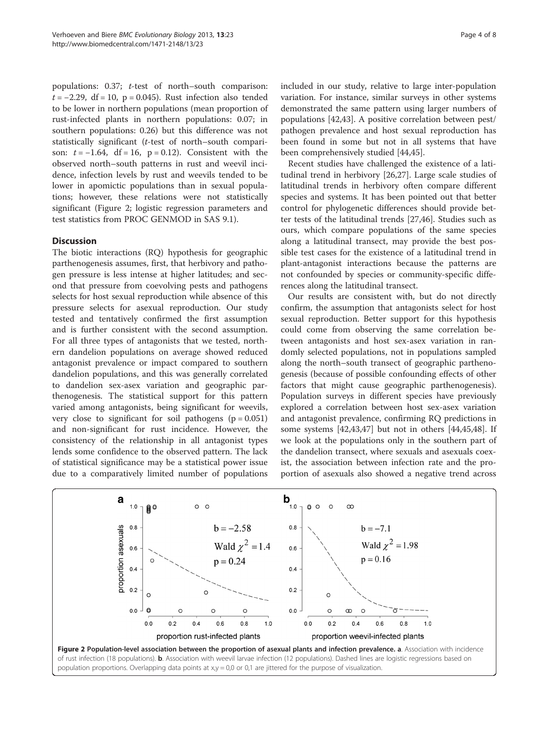populations: 0.37; *t*-test of north–south comparison: $t = -2.29$, df = 10, $p = 0.045$). Rust infection also tended to be lower in northern populations (mean proportion of rust-infected plants in northern populations: 0.07; in southern populations: 0.26) but this difference was not statistically significant (*t*-test of north–south comparison: $t = -1.64$, df = 16, $p = 0.12$). Consistent with the observed north–south patterns in rust and weevil incidence, infection levels by rust and weevils tended to be lower in apomictic populations than in sexual populations; however, these relations were not statistically significant (Figure 2; logistic regression parameters and test statistics from PROC GENMOD in SAS 9.1).

## Discussion

The biotic interactions (RQ) hypothesis for geographic parthenogenesis assumes, first, that herbivory and pathogen pressure is less intense at higher latitudes; and second that pressure from coevolving pests and pathogens selects for host sexual reproduction while absence of this pressure selects for asexual reproduction. Our study tested and tentatively confirmed the first assumption and is further consistent with the second assumption. For all three types of antagonists that we tested, northern dandelion populations on average showed reduced antagonist prevalence or impact compared to southern dandelion populations, and this was generally correlated to dandelion sex-asex variation and geographic parthenogenesis. The statistical support for this pattern varied among antagonists, being significant for weevils, very close to significant for soil pathogens ($p = 0.051$) and non-significant for rust incidence. However, the consistency of the relationship in all antagonist types lends some confidence to the observed pattern. The lack of statistical significance may be a statistical power issue due to a comparatively limited number of populations included in our study, relative to large inter-population variation. For instance, similar surveys in other systems demonstrated the same pattern using larger numbers of populations [42,43]. A positive correlation between pest/pathogen prevalence and host sexual reproduction has been found in some but not in all systems that have been comprehensively studied [44,45].

Recent studies have challenged the existence of a latitudinal trend in herbivory [26,27]. Large scale studies of latitudinal trends in herbivory often compare different species and systems. It has been pointed out that better control for phylogenetic differences should provide better tests of the latitudinal trends [27,46]. Studies such as ours, which compare populations of the same species along a latitudinal transect, may provide the best possible test cases for the existence of a latitudinal trend in plant-antagonist interactions because the patterns are not confounded by species or community-specific differences along the latitudinal transect.

Our results are consistent with, but do not directly confirm, the assumption that antagonists select for host sexual reproduction. Better support for this hypothesis could come from observing the same correlation between antagonists and host sex-asex variation in randomly selected populations, not in populations sampled along the north–south transect of geographic parthenogenesis (because of possible confounding effects of other factors that might cause geographic parthenogenesis). Population surveys in different species have previously explored a correlation between host sex-asex variation and antagonist prevalence, confirming RQ predictions in some systems [42,43,47] but not in others [44,45,48]. If we look at the populations only in the southern part of the dandelion transect, where sexuals and asexuals coexist, the association between infection rate and the proportion of asexuals also showed a negative trend across

**Figure 2 Population-level association between the proportion of asexual plants and infection prevalence. a**. Association with incidence of rust infection (18 populations). **b**. Association with weevil larvae infection (12 populations). Dashed lines are logistic regressions based on population proportions. Overlapping data points at x,y = 0,0 or 0,1 are jittered for the purpose of visualization.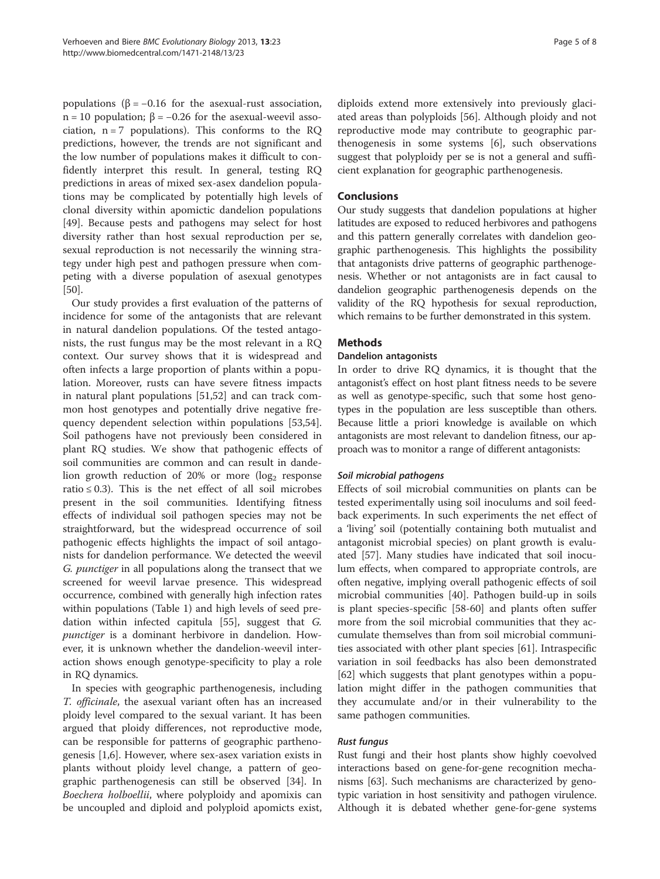populations ($\beta = -0.16$ for the asexual-rust association, $n = 10$ population; $\beta = -0.26$ for the asexual-weevil association, $n = 7$ populations). This conforms to the RQ predictions, however, the trends are not significant and the low number of populations makes it difficult to confidently interpret this result. In general, testing RQ predictions in areas of mixed sex-asex dandelion populations may be complicated by potentially high levels of clonal diversity within apomictic dandelion populations [49]. Because pests and pathogens may select for host diversity rather than host sexual reproduction per se, sexual reproduction is not necessarily the winning strategy under high pest and pathogen pressure when competing with a diverse population of asexual genotypes [50].

Our study provides a first evaluation of the patterns of incidence for some of the antagonists that are relevant in natural dandelion populations. Of the tested antagonists, the rust fungus may be the most relevant in a RQ context. Our survey shows that it is widespread and often infects a large proportion of plants within a population. Moreover, rusts can have severe fitness impacts in natural plant populations [51,52] and can track common host genotypes and potentially drive negative frequency dependent selection within populations [53,54]. Soil pathogens have not previously been considered in plant RQ studies. We show that pathogenic effects of soil communities are common and can result in dandelion growth reduction of 20% or more ($\log_2$ response ratio $\leq 0.3$). This is the net effect of all soil microbes present in the soil communities. Identifying fitness effects of individual soil pathogen species may not be straightforward, but the widespread occurrence of soil pathogenic effects highlights the impact of soil antagonists for dandelion performance. We detected the weevil *G. punctiger* in all populations along the transect that we screened for weevil larvae presence. This widespread occurrence, combined with generally high infection rates within populations (Table 1) and high levels of seed predation within infected capitula [55], suggest that *G. punctiger* is a dominant herbivore in dandelion. However, it is unknown whether the dandelion-weevil interaction shows enough genotype-specificity to play a role in RQ dynamics.

In species with geographic parthenogenesis, including *T. officinale*, the asexual variant often has an increased ploidy level compared to the sexual variant. It has been argued that ploidy differences, not reproductive mode, can be responsible for patterns of geographic parthenogenesis [1,6]. However, where sex-asex variation exists in plants without ploidy level change, a pattern of geographic parthenogenesis can still be observed [34]. In *Boechera holboellii*, where polyploidy and apomixis can be uncoupled and diploid and polyploid apomicts exist, diploids extend more extensively into previously glaciated areas than polyploids [56]. Although ploidy and not reproductive mode may contribute to geographic parthenogenesis in some systems [6], such observations suggest that polyploidy per se is not a general and sufficient explanation for geographic parthenogenesis.

## Conclusions

Our study suggests that dandelion populations at higher latitudes are exposed to reduced herbivores and pathogens and this pattern generally correlates with dandelion geographic parthenogenesis. This highlights the possibility that antagonists drive patterns of geographic parthenogenesis. Whether or not antagonists are in fact causal to dandelion geographic parthenogenesis depends on the validity of the RQ hypothesis for sexual reproduction, which remains to be further demonstrated in this system.

## Methods

### Dandelion antagonists

In order to drive RQ dynamics, it is thought that the antagonist's effect on host plant fitness needs to be severe as well as genotype-specific, such that some host genotypes in the population are less susceptible than others. Because little a priori knowledge is available on which antagonists are most relevant to dandelion fitness, our approach was to monitor a range of different antagonists:

#### *Soil microbial pathogens*

Effects of soil microbial communities on plants can be tested experimentally using soil inoculums and soil feedback experiments. In such experiments the net effect of a 'living' soil (potentially containing both mutualist and antagonist microbial species) on plant growth is evaluated [57]. Many studies have indicated that soil inoculum effects, when compared to appropriate controls, are often negative, implying overall pathogenic effects of soil microbial communities [40]. Pathogen build-up in soils is plant species-specific [58-60] and plants often suffer more from the soil microbial communities that they accumulate themselves than from soil microbial communities associated with other plant species [61]. Intraspecific variation in soil feedbacks has also been demonstrated [62] which suggests that plant genotypes within a population might differ in the pathogen communities that they accumulate and/or in their vulnerability to the same pathogen communities.

#### *Rust fungus*

Rust fungi and their host plants show highly coevolved interactions based on gene-for-gene recognition mechanisms [63]. Such mechanisms are characterized by genotypic variation in host sensitivity and pathogen virulence. Although it is debated whether gene-for-gene systems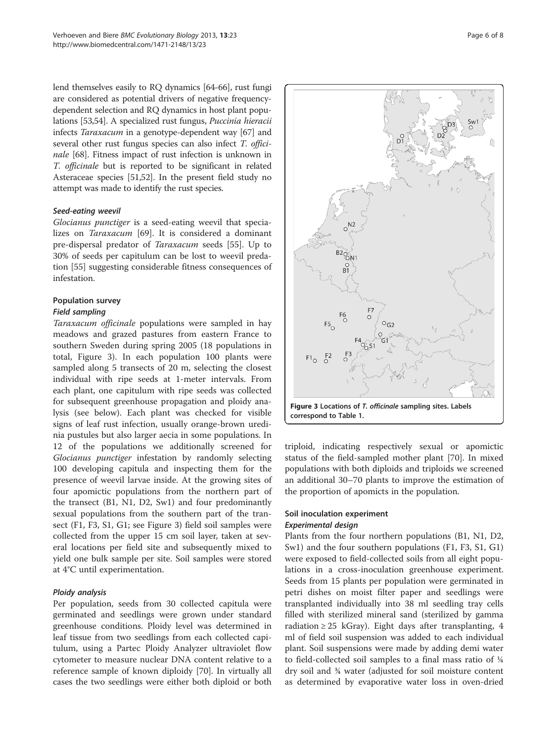lend themselves easily to RQ dynamics [64-66], rust fungi are considered as potential drivers of negative frequency-dependent selection and RQ dynamics in host plant populations [53,54]. A specialized rust fungus, *Puccinia hieracii* infects *Taraxacum* in a genotype-dependent way [67] and several other rust fungus species can also infect *T. officinale* [68]. Fitness impact of rust infection is unknown in *T. officinale* but is reported to be significant in related Asteraceae species [51,52]. In the present field study no attempt was made to identify the rust species.

#### *Seed-eating weevil*

*Glocianus punctiger* is a seed-eating weevil that specializes on *Taraxacum* [69]. It is considered a dominant pre-dispersal predator of *Taraxacum* seeds [55]. Up to 30% of seeds per capitulum can be lost to weevil predation [55] suggesting considerable fitness consequences of infestation.

### Population survey

#### *Field sampling*

*Taraxacum officinale* populations were sampled in hay meadows and grazed pastures from eastern France to southern Sweden during spring 2005 (18 populations in total, Figure 3). In each population 100 plants were sampled along 5 transects of 20 m, selecting the closest individual with ripe seeds at 1-meter intervals. From each plant, one capitulum with ripe seeds was collected for subsequent greenhouse propagation and ploidy analysis (see below). Each plant was checked for visible signs of leaf rust infection, usually orange-brown uredinia pustules but also larger aecia in some populations. In 12 of the populations we additionally screened for *Glocianus punctiger* infestation by randomly selecting 100 developing capitula and inspecting them for the presence of weevil larvae inside. At the growing sites of four apomictic populations from the northern part of the transect (B1, N1, D2, Sw1) and four predominantly sexual populations from the southern part of the transect (F1, F3, S1, G1; see Figure 3) field soil samples were collected from the upper 15 cm soil layer, taken at several locations per field site and subsequently mixed to yield one bulk sample per site. Soil samples were stored at 4°C until experimentation.

#### *Ploidy analysis*

Per population, seeds from 30 collected capitula were germinated and seedlings were grown under standard greenhouse conditions. Ploidy level was determined in leaf tissue from two seedlings from each collected capitulum, using a Partec Ploidy Analyzer ultraviolet flow cytometer to measure nuclear DNA content relative to a reference sample of known diploidy [70]. In virtually all cases the two seedlings were either both diploid or both triploid, indicating respectively sexual or apomictic status of the field-sampled mother plant [70]. In mixed populations with both diploids and triploids we screened an additional 30–70 plants to improve the estimation of the proportion of apomicts in the population.

**Figure 3 Locations of *T. officinale* sampling sites. Labels correspond to Table 1.**

### Soil inoculation experiment

#### *Experimental design*

Plants from the four northern populations (B1, N1, D2, Sw1) and the four southern populations (F1, F3, S1, G1) were exposed to field-collected soils from all eight populations in a cross-inoculation greenhouse experiment. Seeds from 15 plants per population were germinated in petri dishes on moist filter paper and seedlings were transplanted individually into 38 ml seedling tray cells filled with sterilized mineral sand (sterilized by gamma radiation ≥ 25 kGray). Eight days after transplanting, 4 ml of field soil suspension was added to each individual plant. Soil suspensions were made by adding demi water to field-collected soil samples to a final mass ratio of ¼ dry soil and ¾ water (adjusted for soil moisture content as determined by evaporative water loss in oven-dried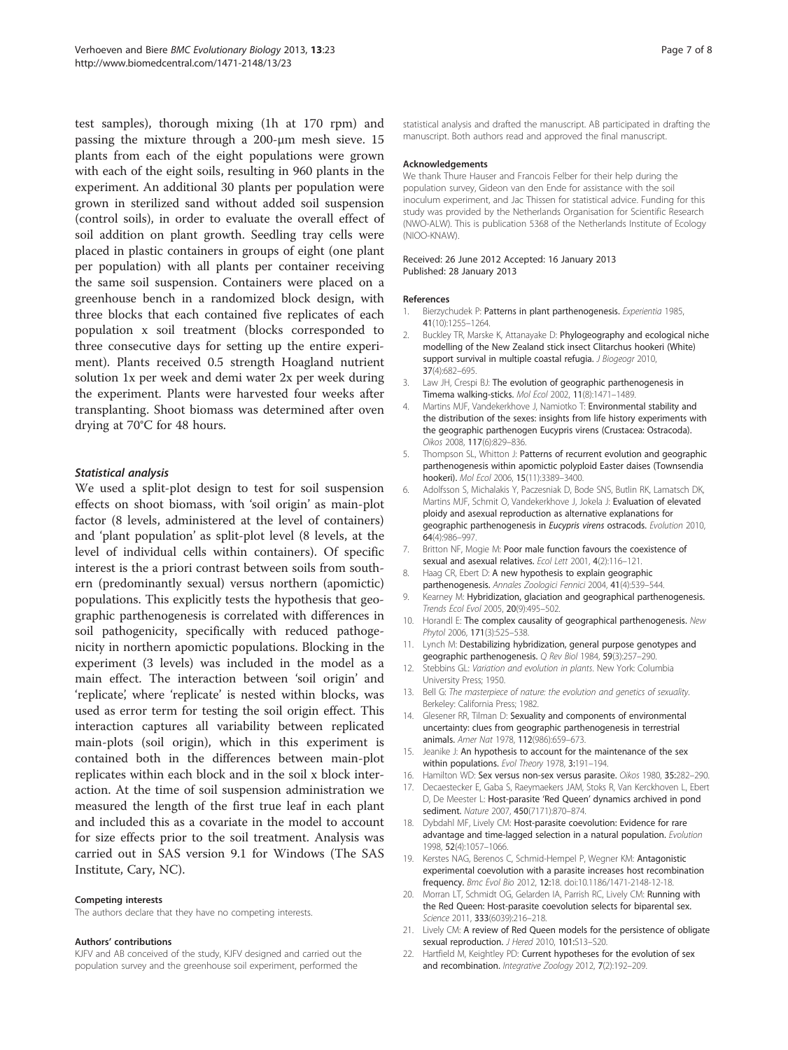test samples), thorough mixing (1h at 170 rpm) and passing the mixture through a 200-μm mesh sieve. 15 plants from each of the eight populations were grown with each of the eight soils, resulting in 960 plants in the experiment. An additional 30 plants per population were grown in sterilized sand without added soil suspension (control soils), in order to evaluate the overall effect of soil addition on plant growth. Seedling tray cells were placed in plastic containers in groups of eight (one plant per population) with all plants per container receiving the same soil suspension. Containers were placed on a greenhouse bench in a randomized block design, with three blocks that each contained five replicates of each population x soil treatment (blocks corresponded to three consecutive days for setting up the entire experiment). Plants received 0.5 strength Hoagland nutrient solution 1x per week and demi water 2x per week during the experiment. Plants were harvested four weeks after transplanting. Shoot biomass was determined after oven drying at 70°C for 48 hours.

### *Statistical analysis*

We used a split-plot design to test for soil suspension effects on shoot biomass, with 'soil origin' as main-plot factor (8 levels, administered at the level of containers) and 'plant population' as split-plot level (8 levels, at the level of individual cells within containers). Of specific interest is the a priori contrast between soils from southern (predominantly sexual) versus northern (apomictic) populations. This explicitly tests the hypothesis that geographic parthenogenesis is correlated with differences in soil pathogenicity, specifically with reduced pathogenicity in northern apomictic populations. Blocking in the experiment (3 levels) was included in the model as a main effect. The interaction between 'soil origin' and 'replicate', where 'replicate' is nested within blocks, was used as error term for testing the soil origin effect. This interaction captures all variability between replicated main-plots (soil origin), which in this experiment is contained both in the differences between main-plot replicates within each block and in the soil x block interaction. At the time of soil suspension administration we measured the length of the first true leaf in each plant and included this as a covariate in the model to account for size effects prior to the soil treatment. Analysis was carried out in SAS version 9.1 for Windows (The SAS Institute, Cary, NC).

#### Competing interests

The authors declare that they have no competing interests.

#### Authors' contributions

KJFV and AB conceived of the study, KJFV designed and carried out the population survey and the greenhouse soil experiment, performed the statistical analysis and drafted the manuscript. AB participated in drafting the manuscript. Both authors read and approved the final manuscript.

#### Acknowledgements

We thank Thure Hauser and Francois Felber for their help during the population survey, Gideon van den Ende for assistance with the soil inoculum experiment, and Jac Thissen for statistical advice. Funding for this study was provided by the Netherlands Organisation for Scientific Research (NWO-ALW). This is publication 5368 of the Netherlands Institute of Ecology (NIOO-KNAW).

Received: 26 June 2012 Accepted: 16 January 2013
Published: 28 January 2013

#### References

1. Bierzychudek P: **Patterns in plant parthenogenesis.** *Experientia* 1985, **41**(10):1255–1264.
2. Buckley TR, Marske K, Attanayake D: **Phylogeography and ecological niche modelling of the New Zealand stick insect Clitarchus hookeri (White) support survival in multiple coastal refugia.** *J Biogeogr* 2010, **37**(4):682–695.
3. Law JH, Crespi BJ: **The evolution of geographic parthenogenesis in Timema walking-sticks.** *Mol Ecol* 2002, **11**(8):1471–1489.
4. Martins MJF, Vandekerkhove J, Namiotko T: **Environmental stability and the distribution of the sexes: insights from life history experiments with the geographic parthenogen Eucypris virens (Crustacea: Ostracoda).** *Oikos* 2008, **117**(6):829–836.
5. Thompson SL, Whitton J: **Patterns of recurrent evolution and geographic parthenogenesis within apomictic polyploid Easter daises (Townsendia hookeri).** *Mol Ecol* 2006, **15**(11):3389–3400.
6. Adolfsson S, Michalakis Y, Paczesniak D, Bode SNS, Butlin RK, Lamatsch DK, Martins MJF, Schmit O, Vandekerkhove J, Jokela J: **Evaluation of elevated ploidy and asexual reproduction as alternative explanations for geographic parthenogenesis in *Eucypris virens* ostracods.** *Evolution* 2010, **64**(4):986–997.
7. Britton NF, Mogie M: **Poor male function favours the coexistence of sexual and asexual relatives.** *Ecol Lett* 2001, **4**(2):116–121.
8. Haag CR, Ebert D: **A new hypothesis to explain geographic parthenogenesis.** *Annales Zoologici Fennici* 2004, **41**(4):539–544.
9. Kearney M: **Hybridization, glaciation and geographical parthenogenesis.** *Trends Ecol Evol* 2005, **20**(9):495–502.
10. Horandl E: **The complex causality of geographical parthenogenesis.** *New Phytol* 2006, **171**(3):525–538.
11. Lynch M: **Destabilizing hybridization, general purpose genotypes and geographic parthenogenesis.** *Q Rev Biol* 1984, **59**(3):257–290.
12. Stebbins GL: *Variation and evolution in plants.* New York: Columbia University Press; 1950.
13. Bell G: *The masterpiece of nature: the evolution and genetics of sexuality.* Berkeley: California Press; 1982.
14. Glesener RR, Tilman D: **Sexuality and components of environmental uncertainty: clues from geographic parthenogenesis in terrestrial animals.** *Amer Nat* 1978, **112**(986):659–673.
15. Jeanike J: **An hypothesis to account for the maintenance of the sex within populations.** *Evol Theory* 1978, **3**:191–194.
16. Hamilton WD: **Sex versus non-sex versus parasite.** *Oikos* 1980, **35:**282–290.
17. Decaestecker E, Gaba S, Raeymaekers JAM, Stoks R, Van Kerckhoven L, Ebert D, De Meester L: **Host-parasite 'Red Queen' dynamics archived in pond sediment.** *Nature* 2007, **450**(7171):870–874.
18. Dybdahl MF, Lively CM: **Host-parasite coevolution: Evidence for rare advantage and time-lagged selection in a natural population.** *Evolution* 1998, **52**(4):1057–1066.
19. Kerstes NAG, Berenos C, Schmid-Hempel P, Wegner KM: **Antagonistic experimental coevolution with a parasite increases host recombination frequency.** *Bmc Evol Bio* 2012, **12:**18. doi:10.1186/1471-2148-12-18.
20. Morran LT, Schmidt OG, Gelarden IA, Parrish RC, Lively CM: **Running with the Red Queen: Host-parasite coevolution selects for biparental sex.** *Science* 2011, **333**(6039):216–218.
21. Lively CM: **A review of Red Queen models for the persistence of obligate sexual reproduction.** *J Hered* 2010, **101:**S13–S20.
22. Hartfield M, Keightley PD: **Current hypotheses for the evolution of sex and recombination.** *Integrative Zoology* 2012, **7**(2):192–209.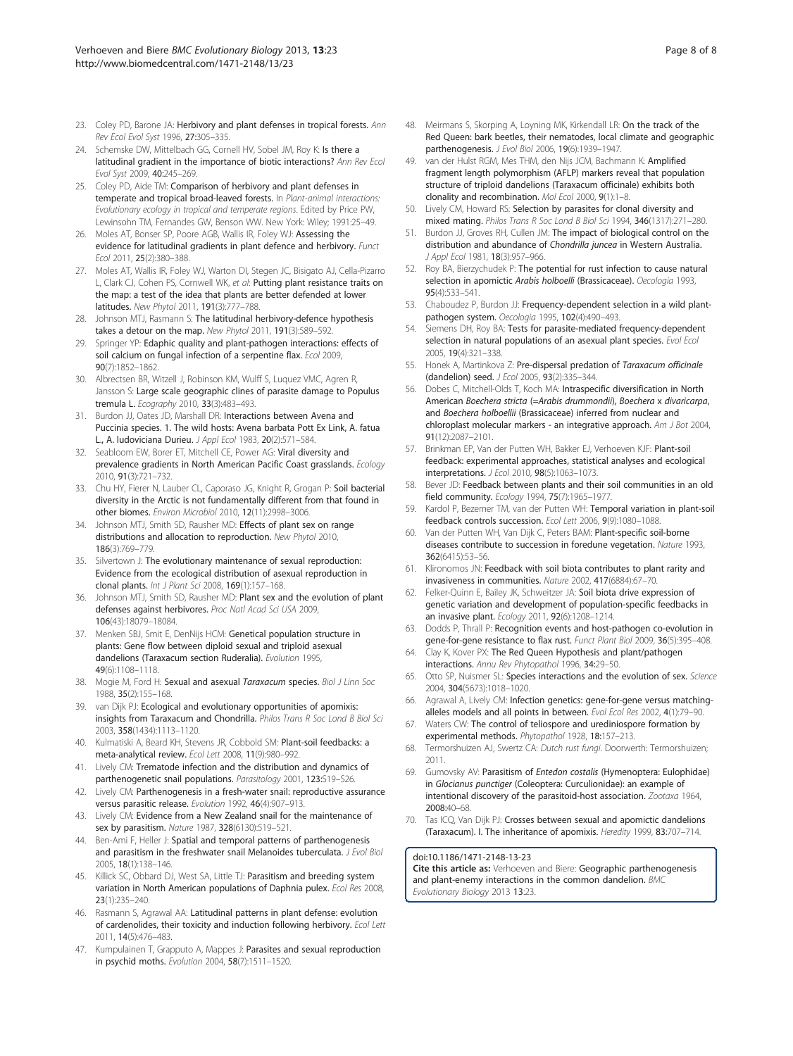23. Coley PD, Barone JA: **Herbivory and plant defenses in tropical forests.** *Ann Rev Ecol Evol Syst* 1996, **27:**305–335.
24. Schemske DW, Mittelbach GG, Cornell HV, Sobel JM, Roy K: **Is there a latitudinal gradient in the importance of biotic interactions?** *Ann Rev Ecol Evol Syst* 2009, **40:**245–269.
25. Coley PD, Aide TM: **Comparison of herbivory and plant defenses in temperate and tropical broad-leaved forests.** In *Plant-animal interactions: Evolutionary ecology in tropical and temperate regions*. Edited by Price PW, Lewinsohn TM, Fernandes GW, Benson WW. New York: Wiley; 1991:25–49.
26. Moles AT, Bonser SP, Poore AGB, Wallis IR, Foley WJ: **Assessing the evidence for latitudinal gradients in plant defence and herbivory.** *Funct Ecol* 2011, **25**(2):380–388.
27. Moles AT, Wallis IR, Foley WJ, Warton DI, Stegen JC, Bisigato AJ, Cella-Pizarro L, Clark CJ, Cohen PS, Cornwell WK, *et al*: **Putting plant resistance traits on the map: a test of the idea that plants are better defended at lower latitudes.** *New Phytol* 2011, **191**(3):777–788.
28. Johnson MTJ, Rasmann S: **The latitudinal herbivory-defence hypothesis takes a detour on the map.** *New Phytol* 2011, **191**(3):589–592.
29. Springer YP: **Edaphic quality and plant-pathogen interactions: effects of soil calcium on fungal infection of a serpentine flax.** *Ecol* 2009, **90**(7):1852–1862.
30. Albrectsen BR, Witzell J, Robinson KM, Wulff S, Luquez VMC, Agren R, Jansson S: **Large scale geographic clines of parasite damage to Populus tremula L.** *Ecography* 2010, **33**(3):483–493.
31. Burdon JJ, Oates JD, Marshall DR: **Interactions between Avena and Puccinia species. 1. The wild hosts: Avena barbata Pott Ex Link, A. fatua L., A. ludoviciana Durieu.** *J Appl Ecol* 1983, **20**(2):571–584.
32. Seabloom EW, Borer ET, Mitchell CE, Power AG: **Viral diversity and prevalence gradients in North American Pacific Coast grasslands.** *Ecology* 2010, **91**(3):721–732.
33. Chu HY, Fierer N, Lauber CL, Caporaso JG, Knight R, Grogan P: **Soil bacterial diversity in the Arctic is not fundamentally different from that found in other biomes.** *Environ Microbiol* 2010, **12**(11):2998–3006.
34. Johnson MTJ, Smith SD, Rausher MD: **Effects of plant sex on range distributions and allocation to reproduction.** *New Phytol* 2010, **186**(3):769–779.
35. Silvertown J: **The evolutionary maintenance of sexual reproduction: Evidence from the ecological distribution of asexual reproduction in clonal plants.** *Int J Plant Sci* 2008, **169**(1):157–168.
36. Johnson MTJ, Smith SD, Rausher MD: **Plant sex and the evolution of plant defenses against herbivores.** *Proc Natl Acad Sci USA* 2009, **106**(43):18079–18084.
37. Menken SBJ, Smit E, DenNijs HCM: **Genetical population structure in plants: Gene flow between diploid sexual and triploid asexual dandelions (Taraxacum section Ruderalia).** *Evolution* 1995, **49**(6):1108–1118.
38. Mogie M, Ford H: **Sexual and asexual** ***Taraxacum*** **species.** *Biol J Linn Soc* 1988, **35**(2):155–168.
39. van Dijk PJ: **Ecological and evolutionary opportunities of apomixis: insights from Taraxacum and Chondrilla.** *Philos Trans R Soc Lond B Biol Sci* 2003, **358**(1434):1113–1120.
40. Kulmatiski A, Beard KH, Stevens JR, Cobbold SM: **Plant-soil feedbacks: a meta-analytical review.** *Ecol Lett* 2008, **11**(9):980–992.
41. Lively CM: **Trematode infection and the distribution and dynamics of parthenogenetic snail populations.** *Parasitology* 2001, **123:**S19–S26.
42. Lively CM: **Parthenogenesis in a fresh-water snail: reproductive assurance versus parasitic release.** *Evolution* 1992, **46**(4):907–913.
43. Lively CM: **Evidence from a New Zealand snail for the maintenance of sex by parasitism.** *Nature* 1987, **328**(6130):519–521.
44. Ben-Ami F, Heller J: **Spatial and temporal patterns of parthenogenesis and parasitism in the freshwater snail Melanoides tuberculata.** *J Evol Biol* 2005, **18**(1):138–146.
45. Killick SC, Obbard DJ, West SA, Little TJ: **Parasitism and breeding system variation in North American populations of Daphnia pulex.** *Ecol Res* 2008, **23**(1):235–240.
46. Rasmann S, Agrawal AA: **Latitudinal patterns in plant defense: evolution of cardenolides, their toxicity and induction following herbivory.** *Ecol Lett* 2011, **14**(5):476–483.
47. Kumpulainen T, Grapputo A, Mappes J: **Parasites and sexual reproduction in psychid moths.** *Evolution* 2004, **58**(7):1511–1520.
48. Meirmans S, Skorping A, Loyning MK, Kirkendall LR: **On the track of the Red Queen: bark beetles, their nematodes, local climate and geographic parthenogenesis.** *J Evol Biol* 2006, **19**(6):1939–1947.
49. van der Hulst RGM, Mes THM, den Nijs JCM, Bachmann K: **Amplified fragment length polymorphism (AFLP) markers reveal that population structure of triploid dandelions (Taraxacum officinale) exhibits both clonality and recombination.** *Mol Ecol* 2000, **9**(1):1–8.
50. Lively CM, Howard RS: **Selection by parasites for clonal diversity and mixed mating.** *Philos Trans R Soc Lond B Biol Sci* 1994, **346**(1317):271–280.
51. Burdon JJ, Groves RH, Cullen JM: **The impact of biological control on the distribution and abundance of** ***Chondrilla juncea*** **in Western Australia.** *J Appl Ecol* 1981, **18**(3):957–966.
52. Roy BA, Bierzychudek P: **The potential for rust infection to cause natural selection in apomictic** ***Arabis holboelli*** **(Brassicaceae).** *Oecologia* 1993, **95**(4):533–541.
53. Chaboudez P, Burdon JJ: **Frequency-dependent selection in a wild plant-pathogen system.** *Oecologia* 1995, **102**(4):490–493.
54. Siemens DH, Roy BA: **Tests for parasite-mediated frequency-dependent selection in natural populations of an asexual plant species.** *Evol Ecol* 2005, **19**(4):321–338.
55. Honek A, Martinkova Z: **Pre-dispersal predation of** ***Taraxacum officinale*** **(dandelion) seed.** *J Ecol* 2005, **93**(2):335–344.
56. Dobes C, Mitchell-Olds T, Koch MA: **Intraspecific diversification in North American** ***Boechera stricta*** **(=*Arabis drummondii*),** ***Boechera*** **x** ***divaricarpa*****, and** ***Boechera holboellii*** **(Brassicaceae) inferred from nuclear and chloroplast molecular markers - an integrative approach.** *Am J Bot* 2004, **91**(12):2087–2101.
57. Brinkman EP, Van der Putten WH, Bakker EJ, Verhoeven KJF: **Plant-soil feedback: experimental approaches, statistical analyses and ecological interpretations.** *J Ecol* 2010, **98**(5):1063–1073.
58. Bever JD: **Feedback between plants and their soil communities in an old field community.** *Ecology* 1994, **75**(7):1965–1977.
59. Kardol P, Bezemer TM, van der Putten WH: **Temporal variation in plant-soil feedback controls succession.** *Ecol Lett* 2006, **9**(9):1080–1088.
60. Van der Putten WH, Van Dijk C, Peters BAM: **Plant-specific soil-borne diseases contribute to succession in foredune vegetation.** *Nature* 1993, **362**(6415):53–56.
61. Klironomos JN: **Feedback with soil biota contributes to plant rarity and invasiveness in communities.** *Nature* 2002, **417**(6884):67–70.
62. Felker-Quinn E, Bailey JK, Schweitzer JA: **Soil biota drive expression of genetic variation and development of population-specific feedbacks in an invasive plant.** *Ecology* 2011, **92**(6):1208–1214.
63. Dodds P, Thrall P: **Recognition events and host-pathogen co-evolution in gene-for-gene resistance to flax rust.** *Funct Plant Biol* 2009, **36**(5):395–408.
64. Clay K, Kover PX: **The Red Queen Hypothesis and plant/pathogen interactions.** *Annu Rev Phytopathol* 1996, **34:**29–50.
65. Otto SP, Nuismer SL: **Species interactions and the evolution of sex.** *Science* 2004, **304**(5673):1018–1020.
66. Agrawal A, Lively CM: **Infection genetics: gene-for-gene versus matching-alleles models and all points in between.** *Evol Ecol Res* 2002, **4**(1):79–90.
67. Waters CW: **The control of teliospore and urediniospore formation by experimental methods.** *Phytopathol* 1928, **18:**157–213.
68. Termorshuizen AJ, Swertz CA: *Dutch rust fungi*. Doorwerth: Termorshuizen; 2011.
69. Gumovsky AV: **Parasitism of** ***Entedon costalis*** **(Hymenoptera: Eulophidae) in** ***Glocianus punctiger*** **(Coleoptera: Curculionidae): an example of intentional discovery of the parasitoid-host association.** *Zootaxa* 1964, **2008:**40–68.
70. Tas ICQ, Van Dijk PJ: **Crosses between sexual and apomictic dandelions (Taraxacum). I. The inheritance of apomixis.** *Heredity* 1999, **83:**707–714.

doi:10.1186/1471-2148-13-23

**Cite this article as:** Verhoeven and Biere: Geographic parthenogenesis and plant-enemy interactions in the common dandelion. *BMC Evolutionary Biology* 2013 **13**:23.